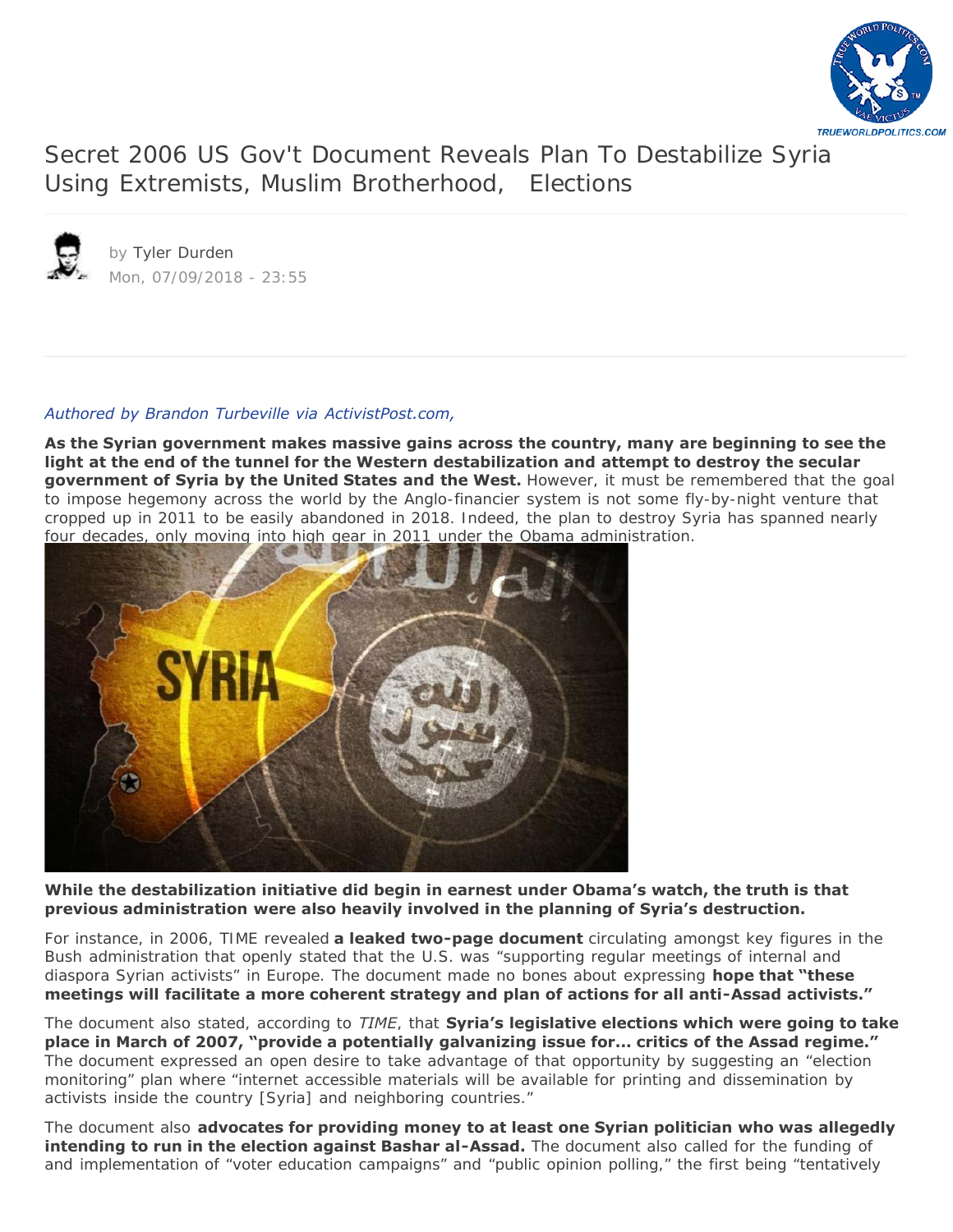# Secret 2006 US Gov't Document Reveals Plan To Destabilize Syria Using Extremists, Muslim Brotherhood, Elections

by Tyler Durden
Mon, 07/09/2018 - 23:55

*Authored by Brandon Turbeville via ActivistPost.com,*

**As the Syrian government makes massive gains across the country, many are beginning to see the light at the end of the tunnel for the Western destabilization and attempt to destroy the secular government of Syria by the United States and the West.** However, it must be remembered that the goal to impose hegemony across the world by the Anglo-financier system is not some fly-by-night venture that cropped up in 2011 to be easily abandoned in 2018. Indeed, the plan to destroy Syria has spanned nearly four decades, only moving into high gear in 2011 under the Obama administration.

**While the destabilization initiative did begin in earnest under Obama's watch, the truth is that previous administration were also heavily involved in the planning of Syria's destruction.**

For instance, in 2006, TIME revealed **a leaked two-page document** circulating amongst key figures in the Bush administration that openly stated that the U.S. was "supporting regular meetings of internal and diaspora Syrian activists" in Europe. The document made no bones about expressing **hope that "these meetings will facilitate a more coherent strategy and plan of actions for all anti-Assad activists."**

The document also stated, according to *TIME*, that **Syria's legislative elections which were going to take place in March of 2007, "provide a potentially galvanizing issue for... critics of the Assad regime."** The document expressed an open desire to take advantage of that opportunity by suggesting an "election monitoring" plan where "internet accessible materials will be available for printing and dissemination by activists inside the country [Syria] and neighboring countries."

The document also **advocates for providing money to at least one Syrian politician who was allegedly intending to run in the election against Bashar al-Assad.** The document also called for the funding of and implementation of "voter education campaigns" and "public opinion polling," the first being "tentatively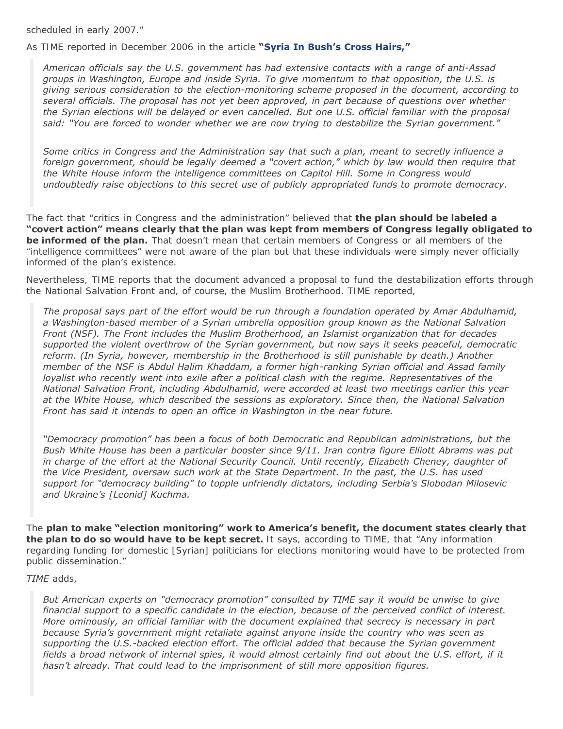scheduled in early 2007."

As TIME reported in December 2006 in the article **"Syria In Bush's Cross Hairs,"**

> *American officials say the U.S. government has had extensive contacts with a range of anti-Assad groups in Washington, Europe and inside Syria. To give momentum to that opposition, the U.S. is giving serious consideration to the election-monitoring scheme proposed in the document, according to several officials. The proposal has not yet been approved, in part because of questions over whether the Syrian elections will be delayed or even cancelled. But one U.S. official familiar with the proposal said: "You are forced to wonder whether we are now trying to destabilize the Syrian government."*
>
> *Some critics in Congress and the Administration say that such a plan, meant to secretly influence a foreign government, should be legally deemed a "covert action," which by law would then require that the White House inform the intelligence committees on Capitol Hill. Some in Congress would undoubtedly raise objections to this secret use of publicly appropriated funds to promote democracy.*

The fact that "critics in Congress and the administration" believed that **the plan should be labeled a "covert action" means clearly that the plan was kept from members of Congress legally obligated to be informed of the plan.** That doesn't mean that certain members of Congress or all members of the "intelligence committees" were not aware of the plan but that these individuals were simply never officially informed of the plan's existence.

Nevertheless, TIME reports that the document advanced a proposal to fund the destabilization efforts through the National Salvation Front and, of course, the Muslim Brotherhood. TIME reported,

> *The proposal says part of the effort would be run through a foundation operated by Amar Abdulhamid, a Washington-based member of a Syrian umbrella opposition group known as the National Salvation Front (NSF). The Front includes the Muslim Brotherhood, an Islamist organization that for decades supported the violent overthrow of the Syrian government, but now says it seeks peaceful, democratic reform. (In Syria, however, membership in the Brotherhood is still punishable by death.) Another member of the NSF is Abdul Halim Khaddam, a former high-ranking Syrian official and Assad family loyalist who recently went into exile after a political clash with the regime. Representatives of the National Salvation Front, including Abdulhamid, were accorded at least two meetings earlier this year at the White House, which described the sessions as exploratory. Since then, the National Salvation Front has said it intends to open an office in Washington in the near future.*
>
> *"Democracy promotion" has been a focus of both Democratic and Republican administrations, but the Bush White House has been a particular booster since 9/11. Iran contra figure Elliott Abrams was put in charge of the effort at the National Security Council. Until recently, Elizabeth Cheney, daughter of the Vice President, oversaw such work at the State Department. In the past, the U.S. has used support for "democracy building" to topple unfriendly dictators, including Serbia's Slobodan Milosevic and Ukraine's [Leonid] Kuchma.*

The **plan to make "election monitoring" work to America's benefit, the document states clearly that the plan to do so would have to be kept secret.** It says, according to TIME, that "Any information regarding funding for domestic [Syrian] politicians for elections monitoring would have to be protected from public dissemination."

*TIME* adds,

> *But American experts on "democracy promotion" consulted by TIME say it would be unwise to give financial support to a specific candidate in the election, because of the perceived conflict of interest. More ominously, an official familiar with the document explained that secrecy is necessary in part because Syria's government might retaliate against anyone inside the country who was seen as supporting the U.S.-backed election effort. The official added that because the Syrian government fields a broad network of internal spies, it would almost certainly find out about the U.S. effort, if it hasn't already. That could lead to the imprisonment of still more opposition figures.*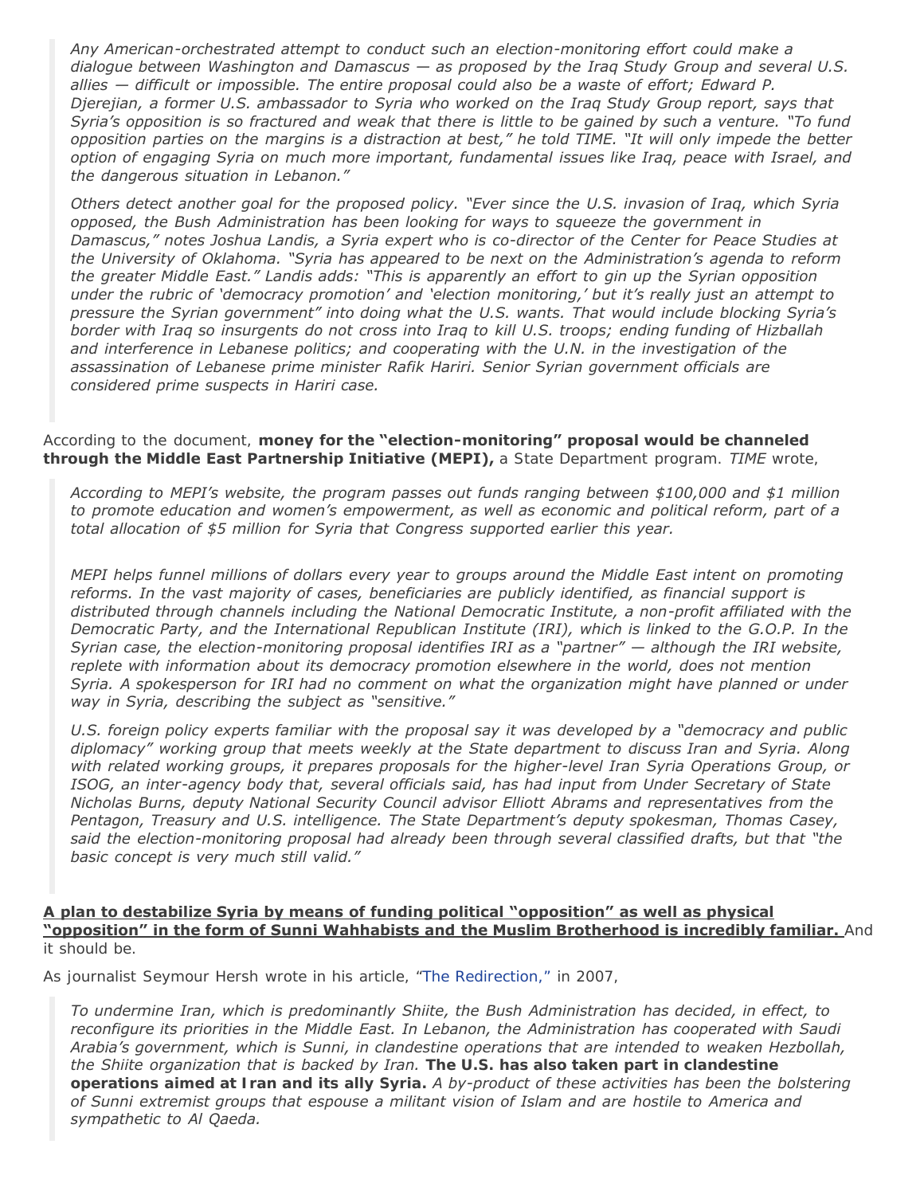> *Any American-orchestrated attempt to conduct such an election-monitoring effort could make a dialogue between Washington and Damascus — as proposed by the Iraq Study Group and several U.S. allies — difficult or impossible. The entire proposal could also be a waste of effort; Edward P. Djerejian, a former U.S. ambassador to Syria who worked on the Iraq Study Group report, says that Syria's opposition is so fractured and weak that there is little to be gained by such a venture. "To fund opposition parties on the margins is a distraction at best," he told TIME. "It will only impede the better option of engaging Syria on much more important, fundamental issues like Iraq, peace with Israel, and the dangerous situation in Lebanon."*
>
> *Others detect another goal for the proposed policy. "Ever since the U.S. invasion of Iraq, which Syria opposed, the Bush Administration has been looking for ways to squeeze the government in Damascus," notes Joshua Landis, a Syria expert who is co-director of the Center for Peace Studies at the University of Oklahoma. "Syria has appeared to be next on the Administration's agenda to reform the greater Middle East." Landis adds: "This is apparently an effort to gin up the Syrian opposition under the rubric of 'democracy promotion' and 'election monitoring,' but it's really just an attempt to pressure the Syrian government" into doing what the U.S. wants. That would include blocking Syria's border with Iraq so insurgents do not cross into Iraq to kill U.S. troops; ending funding of Hizballah and interference in Lebanese politics; and cooperating with the U.N. in the investigation of the assassination of Lebanese prime minister Rafik Hariri. Senior Syrian government officials are considered prime suspects in Hariri case.*

According to the document, **money for the "election-monitoring" proposal would be channeled through the Middle East Partnership Initiative (MEPI),** a State Department program. *TIME* wrote,

> *According to MEPI's website, the program passes out funds ranging between $100,000 and $1 million to promote education and women's empowerment, as well as economic and political reform, part of a total allocation of $5 million for Syria that Congress supported earlier this year.*
>
> *MEPI helps funnel millions of dollars every year to groups around the Middle East intent on promoting reforms. In the vast majority of cases, beneficiaries are publicly identified, as financial support is distributed through channels including the National Democratic Institute, a non-profit affiliated with the Democratic Party, and the International Republican Institute (IRI), which is linked to the G.O.P. In the Syrian case, the election-monitoring proposal identifies IRI as a "partner" — although the IRI website, replete with information about its democracy promotion elsewhere in the world, does not mention Syria. A spokesperson for IRI had no comment on what the organization might have planned or under way in Syria, describing the subject as "sensitive."*
>
> *U.S. foreign policy experts familiar with the proposal say it was developed by a "democracy and public diplomacy" working group that meets weekly at the State department to discuss Iran and Syria. Along with related working groups, it prepares proposals for the higher-level Iran Syria Operations Group, or ISOG, an inter-agency body that, several officials said, has had input from Under Secretary of State Nicholas Burns, deputy National Security Council advisor Elliott Abrams and representatives from the Pentagon, Treasury and U.S. intelligence. The State Department's deputy spokesman, Thomas Casey, said the election-monitoring proposal had already been through several classified drafts, but that "the basic concept is very much still valid."*

**A plan to destabilize Syria by means of funding political "opposition" as well as physical "opposition" in the form of Sunni Wahhabists and the Muslim Brotherhood is incredibly familiar.** And it should be.

As journalist Seymour Hersh wrote in his article, "The Redirection," in 2007,

> *To undermine Iran, which is predominantly Shiite, the Bush Administration has decided, in effect, to reconfigure its priorities in the Middle East. In Lebanon, the Administration has cooperated with Saudi Arabia's government, which is Sunni, in clandestine operations that are intended to weaken Hezbollah, the Shiite organization that is backed by Iran.* **The U.S. has also taken part in clandestine operations aimed at Iran and its ally Syria.** *A by-product of these activities has been the bolstering of Sunni extremist groups that espouse a militant vision of Islam and are hostile to America and sympathetic to Al Qaeda.*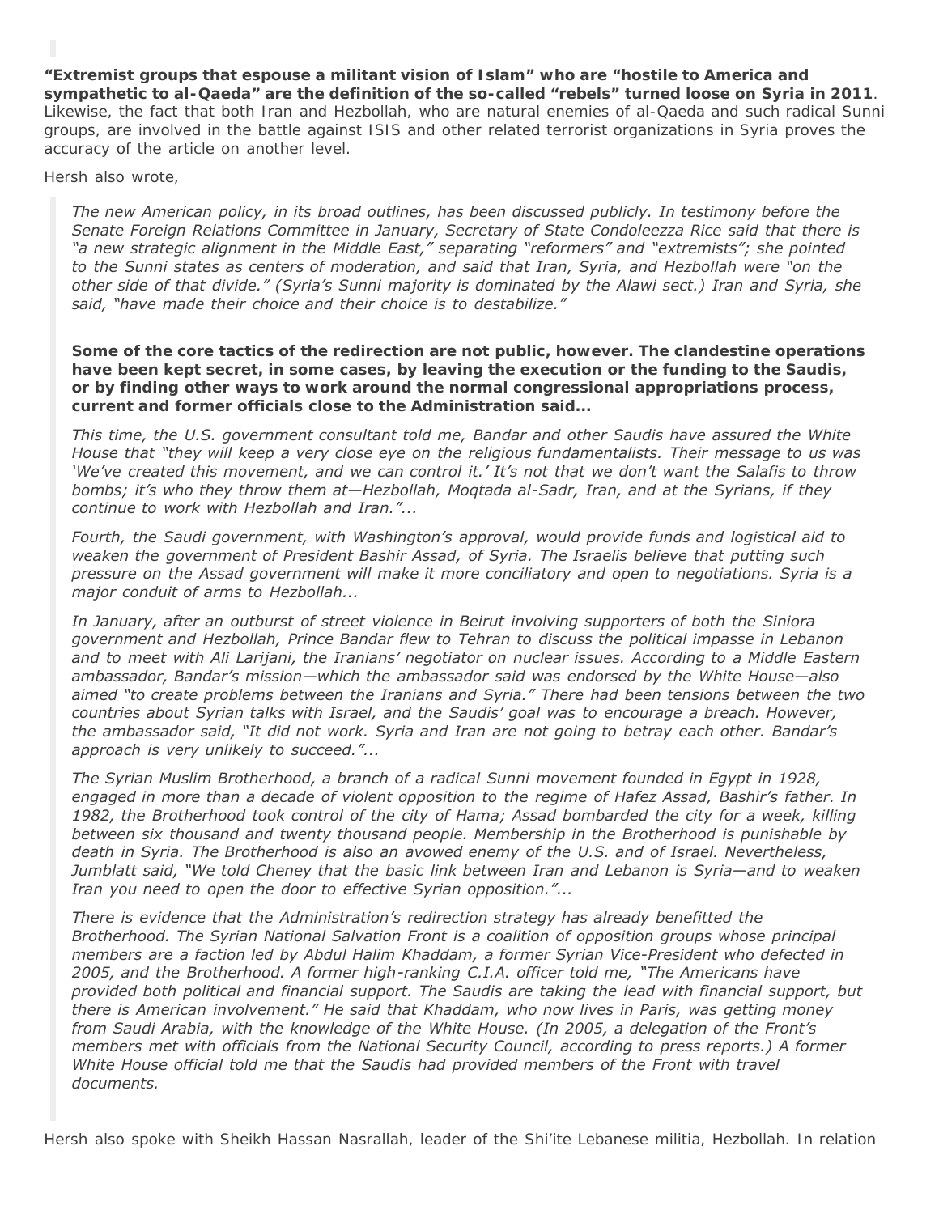**"Extremist groups that espouse a militant vision of Islam" who are "hostile to America and sympathetic to al-Qaeda" are the definition of the so-called "rebels" turned loose on Syria in 2011**. Likewise, the fact that both Iran and Hezbollah, who are natural enemies of al-Qaeda and such radical Sunni groups, are involved in the battle against ISIS and other related terrorist organizations in Syria proves the accuracy of the article on another level.

Hersh also wrote,

> *The new American policy, in its broad outlines, has been discussed publicly. In testimony before the Senate Foreign Relations Committee in January, Secretary of State Condoleezza Rice said that there is "a new strategic alignment in the Middle East," separating "reformers" and "extremists"; she pointed to the Sunni states as centers of moderation, and said that Iran, Syria, and Hezbollah were "on the other side of that divide." (Syria's Sunni majority is dominated by the Alawi sect.) Iran and Syria, she said, "have made their choice and their choice is to destabilize."*
>
> **Some of the core tactics of the redirection are not public, however. The clandestine operations have been kept secret, in some cases, by leaving the execution or the funding to the Saudis, or by finding other ways to work around the normal congressional appropriations process, current and former officials close to the Administration said...**
>
> *This time, the U.S. government consultant told me, Bandar and other Saudis have assured the White House that "they will keep a very close eye on the religious fundamentalists. Their message to us was 'We've created this movement, and we can control it.' It's not that we don't want the Salafis to throw bombs; it's who they throw them at—Hezbollah, Moqtada al-Sadr, Iran, and at the Syrians, if they continue to work with Hezbollah and Iran."...*
>
> *Fourth, the Saudi government, with Washington's approval, would provide funds and logistical aid to weaken the government of President Bashir Assad, of Syria. The Israelis believe that putting such pressure on the Assad government will make it more conciliatory and open to negotiations. Syria is a major conduit of arms to Hezbollah...*
>
> *In January, after an outburst of street violence in Beirut involving supporters of both the Siniora government and Hezbollah, Prince Bandar flew to Tehran to discuss the political impasse in Lebanon and to meet with Ali Larijani, the Iranians' negotiator on nuclear issues. According to a Middle Eastern ambassador, Bandar's mission—which the ambassador said was endorsed by the White House—also aimed "to create problems between the Iranians and Syria." There had been tensions between the two countries about Syrian talks with Israel, and the Saudis' goal was to encourage a breach. However, the ambassador said, "It did not work. Syria and Iran are not going to betray each other. Bandar's approach is very unlikely to succeed."...*
>
> *The Syrian Muslim Brotherhood, a branch of a radical Sunni movement founded in Egypt in 1928, engaged in more than a decade of violent opposition to the regime of Hafez Assad, Bashir's father. In 1982, the Brotherhood took control of the city of Hama; Assad bombarded the city for a week, killing between six thousand and twenty thousand people. Membership in the Brotherhood is punishable by death in Syria. The Brotherhood is also an avowed enemy of the U.S. and of Israel. Nevertheless, Jumblatt said, "We told Cheney that the basic link between Iran and Lebanon is Syria—and to weaken Iran you need to open the door to effective Syrian opposition."...*
>
> *There is evidence that the Administration's redirection strategy has already benefitted the Brotherhood. The Syrian National Salvation Front is a coalition of opposition groups whose principal members are a faction led by Abdul Halim Khaddam, a former Syrian Vice-President who defected in 2005, and the Brotherhood. A former high-ranking C.I.A. officer told me, "The Americans have provided both political and financial support. The Saudis are taking the lead with financial support, but there is American involvement." He said that Khaddam, who now lives in Paris, was getting money from Saudi Arabia, with the knowledge of the White House. (In 2005, a delegation of the Front's members met with officials from the National Security Council, according to press reports.) A former White House official told me that the Saudis had provided members of the Front with travel documents.*

Hersh also spoke with Sheikh Hassan Nasrallah, leader of the Shi'ite Lebanese militia, Hezbollah. In relation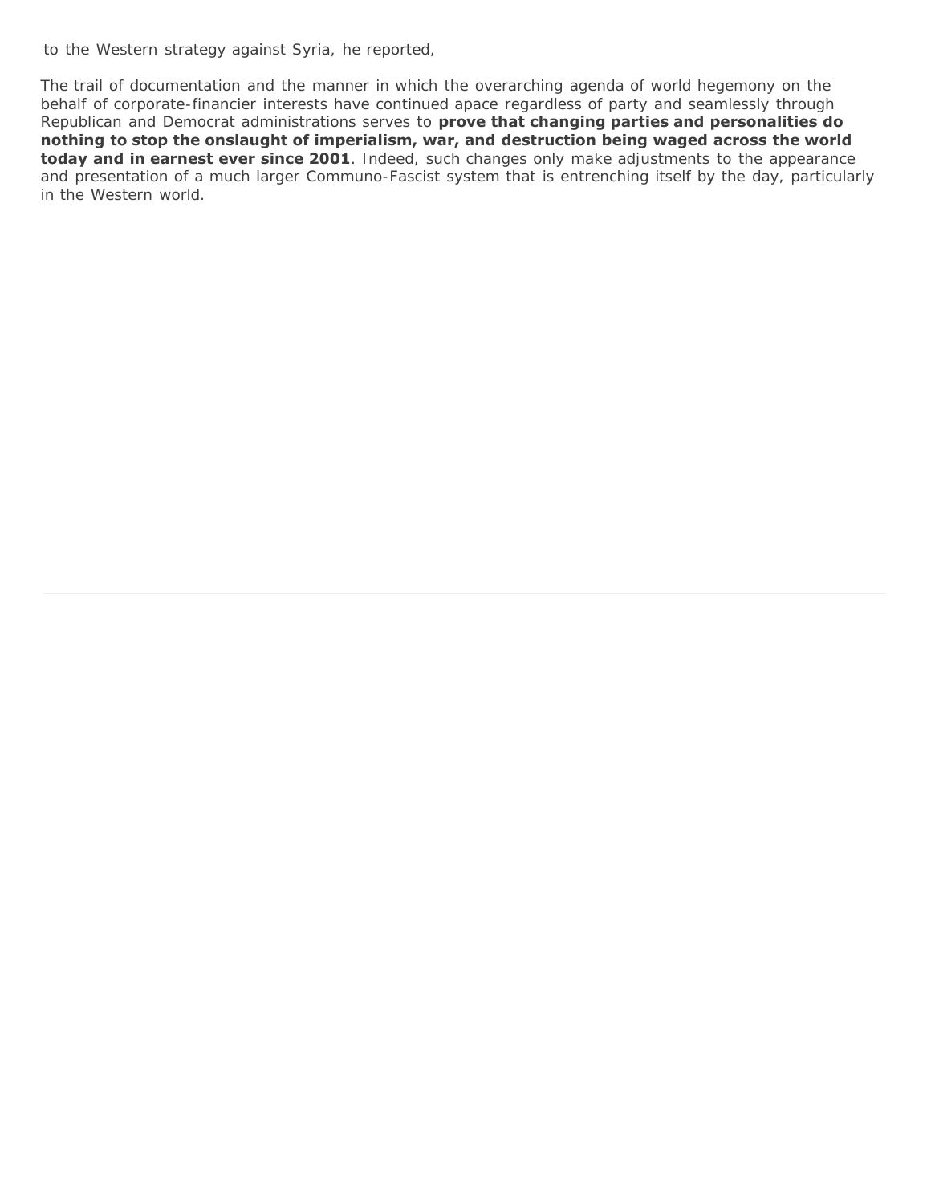to the Western strategy against Syria, he reported,

The trail of documentation and the manner in which the overarching agenda of world hegemony on the behalf of corporate-financier interests have continued apace regardless of party and seamlessly through Republican and Democrat administrations serves to **prove that changing parties and personalities do nothing to stop the onslaught of imperialism, war, and destruction being waged across the world today and in earnest ever since 2001**. Indeed, such changes only make adjustments to the appearance and presentation of a much larger Communo-Fascist system that is entrenching itself by the day, particularly in the Western world.